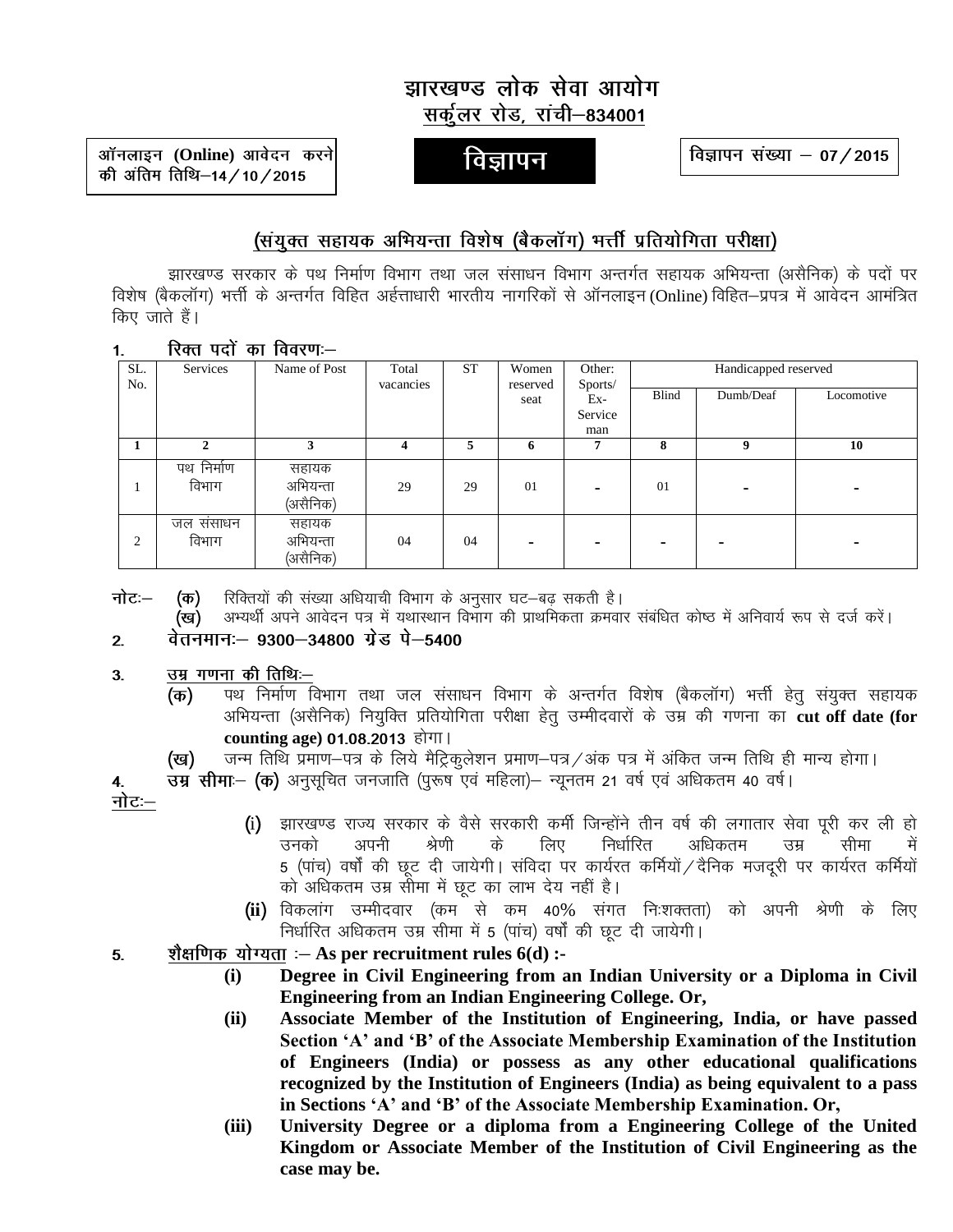# झारखण्ड लोक सेवा आयोग

**सर्कुलर रोड, रांची–834001**

**ऑनलाइन (Online) आवेदन करने की अंतिम तिथि–14/10/2015**

## विज्ञापन

**विज्ञापन संख्या – 07/2015**

## (संयुक्त सहायक अभियन्ता विशेष (बैकलॉग) भर्त्ती प्रतियोगिता परीक्षा)

झारखण्ड सरकार के पथ निर्माण विभाग तथा जल संसाधन विभाग अन्तर्गत सहायक अभियन्ता (असैनिक) के पदों पर विशेष (बैकलॉग) भर्त्ती के अन्तर्गत विहित अर्हत्ताधारी भारतीय नागरिकों से ऑनलाइन (Online) विहित–प्रपत्र में आवेदन आमंत्रित किए जाते हैं।

**1. रिक्त पदों का विवरणः–**

| SL. No. | Services | Name of Post | Total vacancies | ST | Women reserved seat | Other: Sports/ Ex-Service man | Handicapped reserved | | |
|---|---|---|---|---|---|---|---|---|---|
| | | | | | | | Blind | Dumb/Deaf | Locomotive |
| **1** | **2** | **3** | **4** | **5** | **6** | **7** | **8** | **9** | **10** |
| 1 | पथ निर्माण विभाग | सहायक अभियन्ता (असैनिक) | 29 | 29 | 01 | - | 01 | - | - |
| 2 | जल संसाधन विभाग | सहायक अभियन्ता (असैनिक) | 04 | 04 | - | - | - | - | - |

**नोटः–** **(क)** रिक्तियों की संख्या अधियाची विभाग के अनुसार घट–बढ़ सकती है।
**(ख)** अभ्यर्थी अपने आवेदन पत्र में यथास्थान विभाग की प्राथमिकता क्रमवार संबंधित कोष्ठ में अनिवार्य रूप से दर्ज करें।

**2. वेतनमानः– 9300–34800 ग्रेड पे–5400**

**3. उम्र गणना की तिथिः–**

**(क)** पथ निर्माण विभाग तथा जल संसाधन विभाग के अन्तर्गत विशेष (बैकलॉग) भर्त्ती हेतु संयुक्त सहायक अभियन्ता (असैनिक) नियुक्ति प्रतियोगिता परीक्षा हेतु उम्मीदवारों के उम्र की गणना का **cut off date (for counting age) 01.08.2013** होगा।

**(ख)** जन्म तिथि प्रमाण–पत्र के लिये मैट्रिकुलेशन प्रमाण–पत्र/अंक पत्र में अंकित जन्म तिथि ही मान्य होगा।

**4. उम्र सीमाः– (क)** अनुसूचित जनजाति (पुरूष एवं महिला)– न्यूनतम 21 वर्ष एवं अधिकतम 40 वर्ष।

**नोटः–**

**(i)** झारखण्ड राज्य सरकार के वैसे सरकारी कर्मी जिन्होंने तीन वर्ष की लगातार सेवा पूरी कर ली हो उनको अपनी श्रेणी के लिए निर्धारित अधिकतम उम्र सीमा में 5 (पांच) वर्षों की छूट दी जायेगी। संविदा पर कार्यरत कर्मियों/दैनिक मजदूरी पर कार्यरत कर्मियों को अधिकतम उम्र सीमा में छूट का लाभ देय नहीं है।

**(ii)** विकलांग उम्मीदवार (कम से कम 40% संगत निःशक्तता) को अपनी श्रेणी के लिए निर्धारित अधिकतम उम्र सीमा में 5 (पांच) वर्षों की छूट दी जायेगी।

**5. शैक्षणिक योग्यता :– As per recruitment rules 6(d) :-**

**(i) Degree in Civil Engineering from an Indian University or a Diploma in Civil Engineering from an Indian Engineering College. Or,**

**(ii) Associate Member of the Institution of Engineering, India, or have passed Section 'A' and 'B' of the Associate Membership Examination of the Institution of Engineers (India) or possess as any other educational qualifications recognized by the Institution of Engineers (India) as being equivalent to a pass in Sections 'A' and 'B' of the Associate Membership Examination. Or,**

**(iii) University Degree or a diploma from a Engineering College of the United Kingdom or Associate Member of the Institution of Civil Engineering as the case may be.**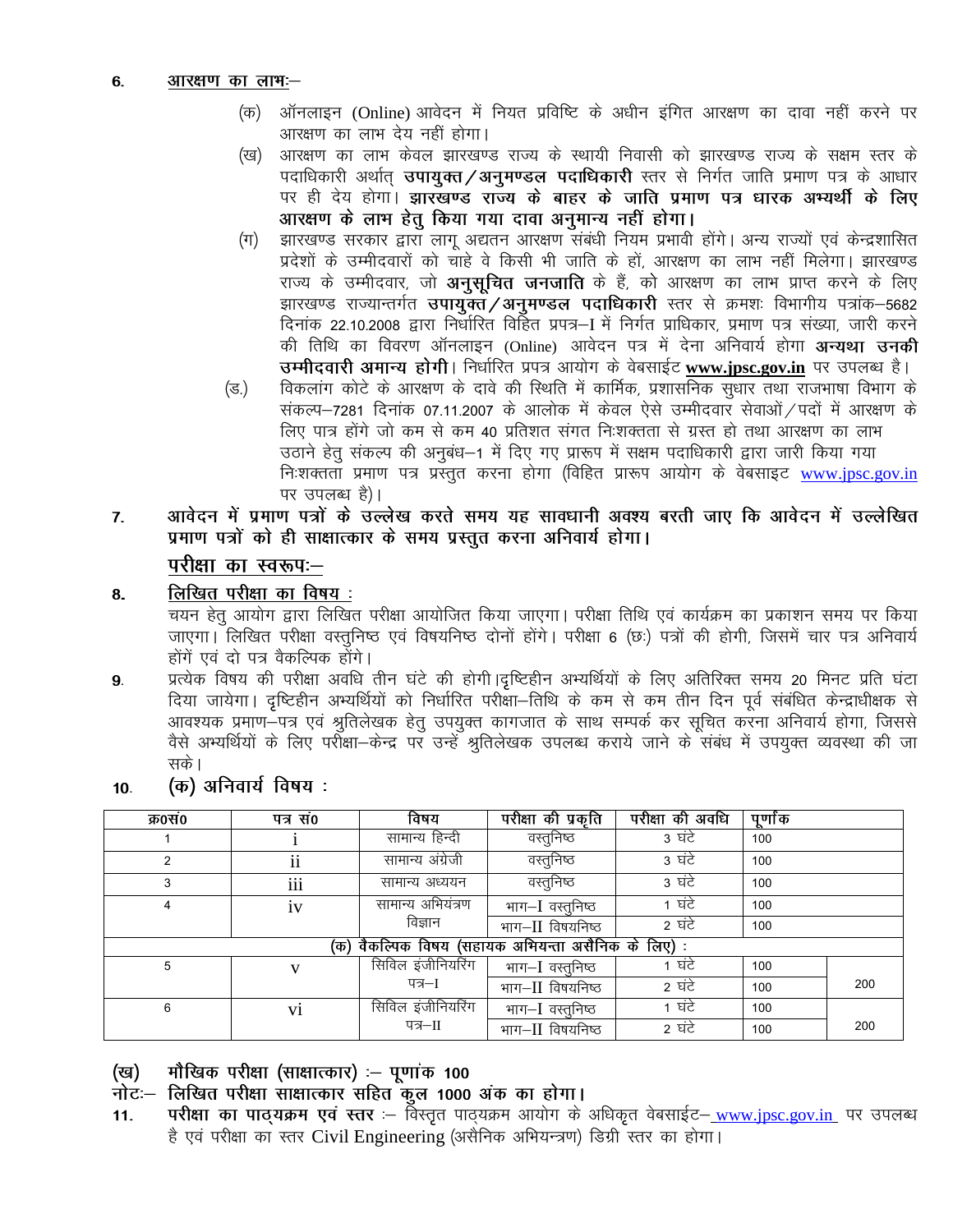6. **आरक्षण का लाभ:–**

(क) ऑनलाइन (Online) आवेदन में नियत प्रविष्टि के अधीन इंगित आरक्षण का दावा नहीं करने पर आरक्षण का लाभ देय नहीं होगा।

(ख) आरक्षण का लाभ केवल झारखण्ड राज्य के स्थायी निवासी को झारखण्ड राज्य के सक्षम स्तर के पदाधिकारी अर्थात् **उपायुक्त/अनुमण्डल पदाधिकारी** स्तर से निर्गत जाति प्रमाण पत्र के आधार पर ही देय होगा। **झारखण्ड राज्य के बाहर के जाति प्रमाण पत्र धारक अभ्यर्थी के लिए आरक्षण के लाभ हेतु किया गया दावा अनुमान्य नहीं होगा।**

(ग) झारखण्ड सरकार द्वारा लागू अद्यतन आरक्षण संबंधी नियम प्रभावी होंगे। अन्य राज्यों एवं केन्द्रशासित प्रदेशों के उम्मीदवारों को चाहे वे किसी भी जाति के हों, आरक्षण का लाभ नहीं मिलेगा। झारखण्ड राज्य के उम्मीदवार, जो **अनुसूचित जनजाति** के हैं, को आरक्षण का लाभ प्राप्त करने के लिए झारखण्ड राज्यान्तर्गत **उपायुक्त/अनुमण्डल पदाधिकारी** स्तर से क्रमशः विभागीय पत्रांक–5682 दिनांक 22.10.2008 द्वारा निर्धारित विहित प्रपत्र–I में निर्गत प्राधिकार, प्रमाण पत्र संख्या, जारी करने की तिथि का विवरण ऑनलाइन (Online) आवेदन पत्र में देना अनिवार्य होगा **अन्यथा उनकी उम्मीदवारी अमान्य होगी**। निर्धारित प्रपत्र आयोग के वेबसाईट **www.jpsc.gov.in** पर उपलब्ध है।

(ङ.) विकलांग कोटे के आरक्षण के दावे की स्थिति में कार्मिक, प्रशासनिक सुधार तथा राजभाषा विभाग के संकल्प–7281 दिनांक 07.11.2007 के आलोक में केवल ऐसे उम्मीदवार सेवाओं/पदों में आरक्षण के लिए पात्र होंगे जो कम से कम 40 प्रतिशत संगत निःशक्तता से ग्रस्त हो तथा आरक्षण का लाभ उठाने हेतु संकल्प की अनुबंध–1 में दिए गए प्रारूप में सक्षम पदाधिकारी द्वारा जारी किया गया निःशक्तता प्रमाण पत्र प्रस्तुत करना होगा (विहित प्रारूप आयोग के वेबसाइट www.jpsc.gov.in पर उपलब्ध है)।

7. **आवेदन में प्रमाण पत्रों के उल्लेख करते समय यह सावधानी अवश्य बरती जाए कि आवेदन में उल्लेखित प्रमाण पत्रों को ही साक्षात्कार के समय प्रस्तुत करना अनिवार्य होगा।**

**परीक्षा का स्वरूपः–**

8. **लिखित परीक्षा का विषय :**

चयन हेतु आयोग द्वारा लिखित परीक्षा आयोजित किया जाएगा। परीक्षा तिथि एवं कार्यक्रम का प्रकाशन समय पर किया जाएगा। लिखित परीक्षा वस्तुनिष्ठ एवं विषयनिष्ठ दोनों होंगे। परीक्षा 6 (छः) पत्रों की होगी, जिसमें चार पत्र अनिवार्य होंगें एवं दो पत्र वैकल्पिक होंगे।

9. प्रत्येक विषय की परीक्षा अवधि तीन घंटे की होगी।दृष्टिहीन अभ्यर्थियों के लिए अतिरिक्त समय 20 मिनट प्रति घंटा दिया जायेगा। दृष्टिहीन अभ्यर्थियों को निर्धारित परीक्षा–तिथि के कम से कम तीन दिन पूर्व संबंधित केन्द्राधीक्षक से आवश्यक प्रमाण–पत्र एवं श्रुतिलेखक हेतु उपयुक्त कागजात के साथ सम्पर्क कर सूचित करना अनिवार्य होगा, जिससे वैसे अभ्यर्थियों के लिए परीक्षा–केन्द्र पर उन्हें श्रुतिलेखक उपलब्ध कराये जाने के संबंध में उपयुक्त व्यवस्था की जा सके।

10. **(क) अनिवार्य विषय :**

| क्र0सं0 | पत्र सं0 | विषय | परीक्षा की प्रकृति | परीक्षा की अवधि | पूर्णांक | |
|---|---|---|---|---|---|---|
| 1 | i | सामान्य हिन्दी | वस्तुनिष्ठ | 3 घंटे | 100 | |
| 2 | ii | सामान्य अंग्रेजी | वस्तुनिष्ठ | 3 घंटे | 100 | |
| 3 | iii | सामान्य अध्ययन | वस्तुनिष्ठ | 3 घंटे | 100 | |
| 4 | iv | सामान्य अभियंत्रण विज्ञान | भाग–I वस्तुनिष्ठ | 1 घंटे | 100 | |
| | | | भाग–II विषयनिष्ठ | 2 घंटे | 100 | |
| (क) वैकल्पिक विषय (सहायक अभियन्ता असैनिक के लिए) : | | | | | | |
| 5 | v | सिविल इंजीनियरिंग पत्र–I | भाग–I वस्तुनिष्ठ | 1 घंटे | 100 | 200 |
| | | | भाग–II विषयनिष्ठ | 2 घंटे | 100 | |
| 6 | vi | सिविल इंजीनियरिंग पत्र–II | भाग–I वस्तुनिष्ठ | 1 घंटे | 100 | 200 |
| | | | भाग–II विषयनिष्ठ | 2 घंटे | 100 | |

**(ख) मौखिक परीक्षा (साक्षात्कार) :– पूणांक 100**

**नोटः– लिखित परीक्षा साक्षात्कार सहित कुल 1000 अंक का होगा।**

11. **परीक्षा का पाठ्यक्रम एवं स्तर** :– विस्तृत पाठ्यक्रम आयोग के अधिकृत वेबसाईट– www.jpsc.gov.in पर उपलब्ध है एवं परीक्षा का स्तर Civil Engineering (असैनिक अभियन्त्रण) डिग्री स्तर का होगा।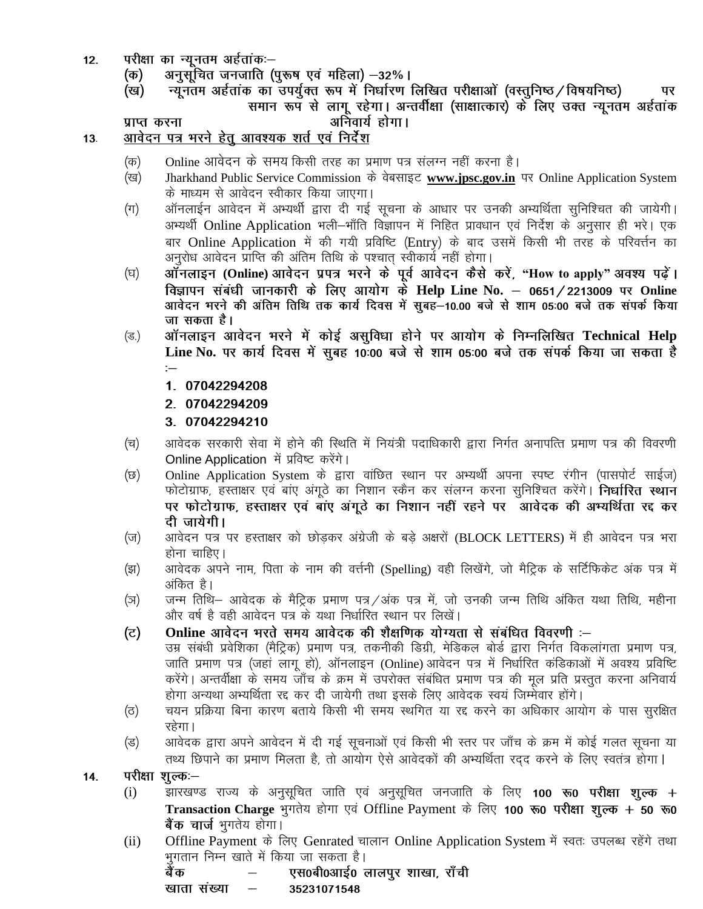12. **परीक्षा का न्यूनतम अर्हतांकः–**

  **(क) अनुसूचित जनजाति (पुरूष एवं महिला) –32%।**

  **(ख) न्यूनतम अर्हतांक का उपर्युक्त रूप में निर्धारण लिखित परीक्षाओं (वस्तुनिष्ठ / विषयनिष्ठ) पर समान रूप से लागू रहेगा। अन्तर्वीक्षा (साक्षात्कार) के लिए उक्त न्यूनतम अर्हतांक प्राप्त करना अनिवार्य होगा।**

13. **<u>आवेदन पत्र भरने हेतु आवश्यक शर्त एवं निर्देश</u>**

  (क) Online आवेदन के समय किसी तरह का प्रमाण पत्र संलग्न नहीं करना है।

  (ख) Jharkhand Public Service Commission के वेबसाइट **<u>www.jpsc.gov.in</u>** पर Online Application System के माध्यम से आवेदन स्वीकार किया जाएगा।

  (ग) ऑनलाईन आवेदन में अभ्यर्थी द्वारा दी गई सूचना के आधार पर उनकी अभ्यर्थिता सुनिश्चित की जायेगी। अभ्यर्थी Online Application भली–भाँति विज्ञापन में निहित प्रावधान एवं निर्देश के अनुसार ही भरे। एक बार Online Application में की गयी प्रविष्टि (Entry) के बाद उसमें किसी भी तरह के परिवर्त्तन का अनुरोध आवेदन प्राप्ति की अंतिम तिथि के पश्चात् स्वीकार्य नहीं होगा।

  (घ) **ऑनलाइन (Online) आवेदन प्रपत्र भरने के पूर्व आवेदन कैसे करें, "How to apply" अवश्य पढ़ें। विज्ञापन संबंधी जानकारी के लिए आयोग के Help Line No. – 0651 / 2213009 पर Online आवेदन भरने की अंतिम तिथि तक कार्य दिवस में सुबह–10.00 बजे से शाम 05:00 बजे तक संपर्क किया जा सकता है।**

  (ङ.) **ऑनलाइन आवेदन भरने में कोई असुविधा होने पर आयोग के निम्नलिखित Technical Help Line No. पर कार्य दिवस में सुबह 10:00 बजे से शाम 05:00 बजे तक संपर्क किया जा सकता है :–**

  1. **07042294208**
  2. **07042294209**
  3. **07042294210**

  (च) आवेदक सरकारी सेवा में होने की स्थिति में नियंत्री पदाधिकारी द्वारा निर्गत अनापत्ति प्रमाण पत्र की विवरणी Online Application में प्रविष्ट करेंगे।

  (छ) Online Application System के द्वारा वांछित स्थान पर अभ्यर्थी अपना स्पष्ट रंगीन (पासपोर्ट साईज) फोटोग्राफ, हस्ताक्षर एवं बांए अंगूठे का निशान स्कैन कर संलग्न करना सुनिश्चित करेंगे। **निर्धारित स्थान पर फोटोग्राफ, हस्ताक्षर एवं बांए अंगूठे का निशान नहीं रहने पर आवेदक की अभ्यर्थिता रद्द कर दी जायेगी।**

  (ज) आवेदन पत्र पर हस्ताक्षर को छोड़कर अंग्रेजी के बड़े अक्षरों (BLOCK LETTERS) में ही आवेदन पत्र भरा होना चाहिए।

  (झ) आवेदक अपने नाम, पिता के नाम की वर्त्तनी (Spelling) वही लिखेंगे, जो मैट्रिक के सर्टिफिकेट अंक पत्र में अंकित है।

  (ञ) जन्म तिथि– आवेदक के मैट्रिक प्रमाण पत्र / अंक पत्र में, जो उनकी जन्म तिथि अंकित यथा तिथि, महीना और वर्ष है वही आवेदन पत्र के यथा निर्धारित स्थान पर लिखें।

  (ट) **Online आवेदन भरते समय आवेदक की शैक्षणिक योग्यता से संबंधित विवरणी :–**
  उम्र संबंधी प्रवेशिका (मैट्रिक) प्रमाण पत्र, तकनीकी डिग्री, मेडिकल बोर्ड द्वारा निर्गत विकलांगता प्रमाण पत्र, जाति प्रमाण पत्र (जहां लागू हो), ऑनलाइन (Online) आवेदन पत्र में निर्धारित कंडिकाओं में अवश्य प्रविष्टि करेंगे। अन्तर्वीक्षा के समय जाँच के क्रम में उपरोक्त संबंधित प्रमाण पत्र की मूल प्रति प्रस्तुत करना अनिवार्य होगा अन्यथा अभ्यर्थिता रद्द कर दी जायेगी तथा इसके लिए आवेदक स्वयं जिम्मेवार होंगे।

  (ठ) चयन प्रक्रिया बिना कारण बताये किसी भी समय स्थगित या रद्द करने का अधिकार आयोग के पास सुरक्षित रहेगा।

  (ड) आवेदक द्वारा अपने आवेदन में दी गई सूचनाओं एवं किसी भी स्तर पर जाँच के क्रम में कोई गलत सूचना या तथ्य छिपाने का प्रमाण मिलता है, तो आयोग ऐसे आवेदकों की अभ्यर्थिता रद्द करने के लिए स्वतंत्र होगा।

14. **परीक्षा शुल्कः–**

  (i) झारखण्ड राज्य के अनुसूचित जाति एवं अनुसूचित जनजाति के लिए **100 रू0 परीक्षा शुल्क + Transaction Charge** भुगतेय होगा एवं Offline Payment के लिए **100 रू0 परीक्षा शुल्क + 50 रू0 बैंक चार्ज** भुगतेय होगा।

  (ii) Offline Payment के लिए Genrated चालान Online Application System में स्वतः उपलब्ध रहेंगे तथा भुगतान निम्न खाते में किया जा सकता है।

  **बैंक – एस0बी0आई0 लालपुर शाखा, राँची**
  **खाता संख्या – 35231071548**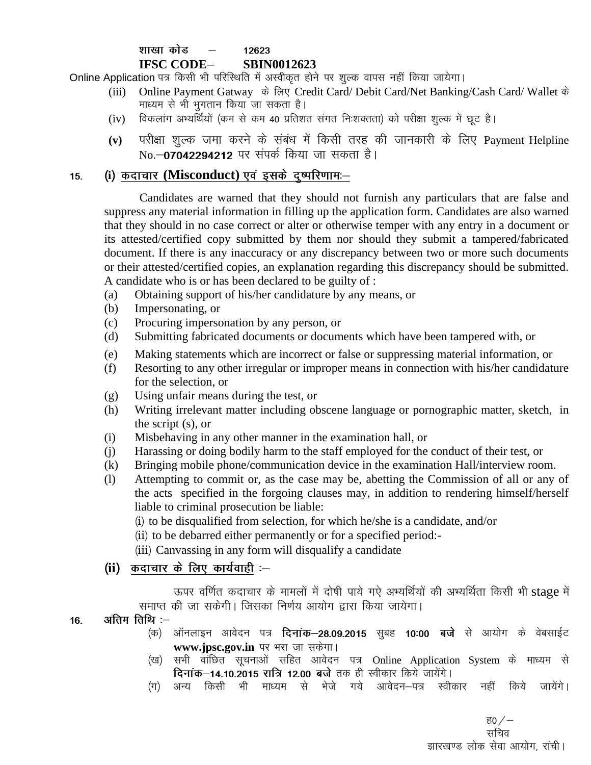**शाखा कोड – 12623**

**IFSC CODE– SBIN0012623**

Online Application पत्र किसी भी परिस्थिति में अस्वीकृत होने पर शुल्क वापस नहीं किया जायेगा।

(iii) Online Payment Gatway के लिए Credit Card/ Debit Card/Net Banking/Cash Card/ Wallet के माध्यम से भी भुगतान किया जा सकता है।

(iv) विकलांग अभ्यर्थियों (कम से कम 40 प्रतिशत संगत निःशक्तता) को परीक्षा शुल्क में छूट है।

**(v)** परीक्षा शुल्क जमा करने के संबंध में किसी तरह की जानकारी के लिए Payment Helpline No.–**07042294212** पर संपर्क किया जा सकता है।

**15. (i) कदाचार (Misconduct) एवं इसके दुष्परिणामः–**

Candidates are warned that they should not furnish any particulars that are false and suppress any material information in filling up the application form. Candidates are also warned that they should in no case correct or alter or otherwise temper with any entry in a document or its attested/certified copy submitted by them nor should they submit a tampered/fabricated document. If there is any inaccuracy or any discrepancy between two or more such documents or their attested/certified copies, an explanation regarding this discrepancy should be submitted. A candidate who is or has been declared to be guilty of :

(a) Obtaining support of his/her candidature by any means, or

(b) Impersonating, or

(c) Procuring impersonation by any person, or

(d) Submitting fabricated documents or documents which have been tampered with, or

(e) Making statements which are incorrect or false or suppressing material information, or

(f) Resorting to any other irregular or improper means in connection with his/her candidature for the selection, or

(g) Using unfair means during the test, or

(h) Writing irrelevant matter including obscene language or pornographic matter, sketch, in the script (s), or

(i) Misbehaving in any other manner in the examination hall, or

(j) Harassing or doing bodily harm to the staff employed for the conduct of their test, or

(k) Bringing mobile phone/communication device in the examination Hall/interview room.

(l) Attempting to commit or, as the case may be, abetting the Commission of all or any of the acts specified in the forgoing clauses may, in addition to rendering himself/herself liable to criminal prosecution be liable:

(i) to be disqualified from selection, for which he/she is a candidate, and/or

(ii) to be debarred either permanently or for a specified period:-

(iii) Canvassing in any form will disqualify a candidate

**(ii) कदाचार के लिए कार्यवाही :–**

ऊपर वर्णित कदाचार के मामलों में दोषी पाये गऐ अभ्यर्थियों की अभ्यर्थिता किसी भी stage में समाप्त की जा सकेगी। जिसका निर्णय आयोग द्वारा किया जायेगा।

**16. अंतिम तिथि :–**

(क) ऑनलाइन आवेदन पत्र **दिनांक–28.09.2015** सुबह **10:00 बजे** से आयोग के वेबसाईट **www.jpsc.gov.in** पर भरा जा सकेगा।

(ख) सभी वांछित सूचनाओं सहित आवेदन पत्र Online Application System के माध्यम से **दिनांक–14.10.2015 रात्रि 12.00 बजे** तक ही स्वीकार किये जायेंगे।

(ग) अन्य किसी भी माध्यम से भेजे गये आवेदन–पत्र स्वीकार नहीं किये जायेंगे।

ह0/–

सचिव

झारखण्ड लोक सेवा आयोग, रांची।